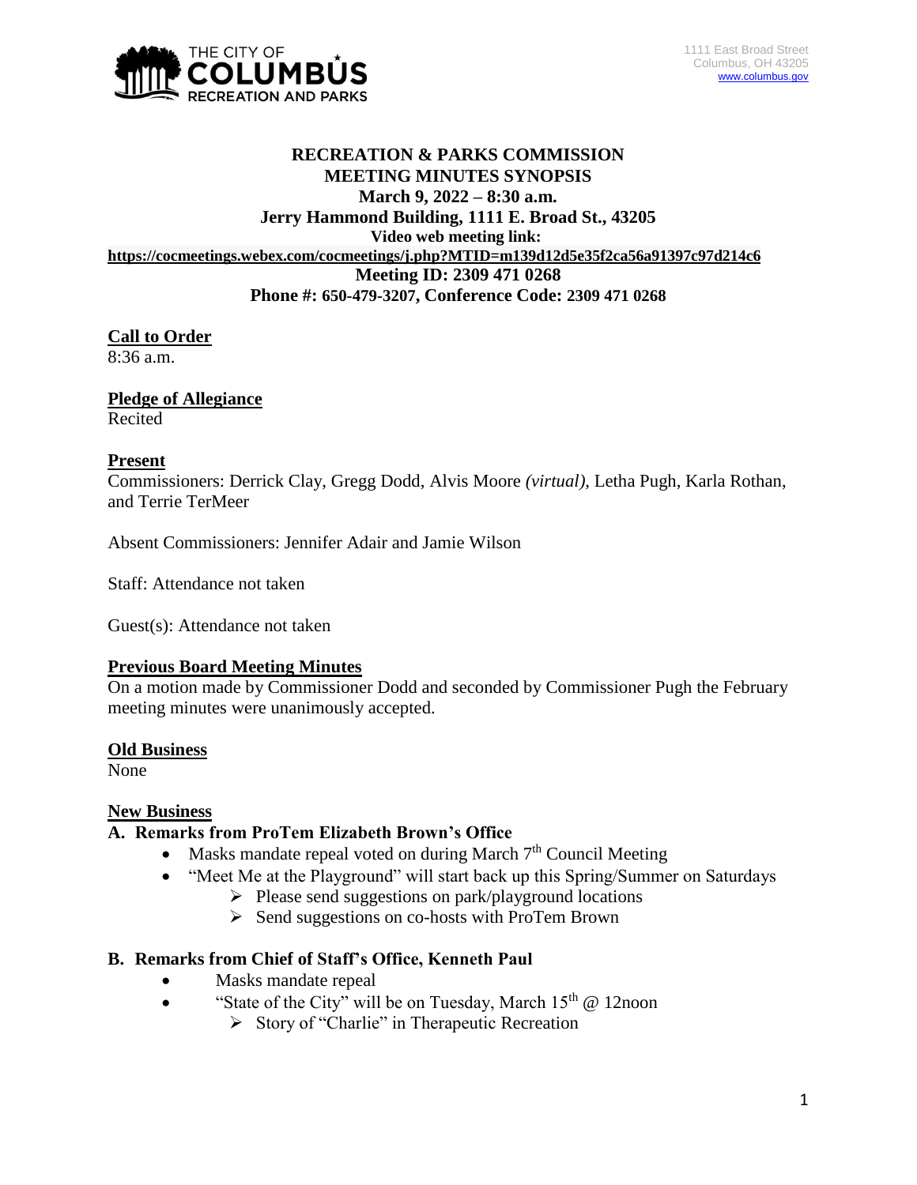THE CITY OF COLUMBUS RECREATION AND PARKS

1111 East Broad Street
Columbus, OH 43205
www.columbus.gov

# RECREATION & PARKS COMMISSION MEETING MINUTES SYNOPSIS

**March 9, 2022 – 8:30 a.m.**
**Jerry Hammond Building, 1111 E. Broad St., 43205**
**Video web meeting link:**
**https://cocmeetings.webex.com/cocmeetings/j.php?MTID=m139d12d5e35f2ca56a91397c97d214c6**
**Meeting ID: 2309 471 0268**
**Phone #: 650-479-3207, Conference Code: 2309 471 0268**

## Call to Order

8:36 a.m.

## Pledge of Allegiance

Recited

## Present

Commissioners: Derrick Clay, Gregg Dodd, Alvis Moore *(virtual)*, Letha Pugh, Karla Rothan, and Terrie TerMeer

Absent Commissioners: Jennifer Adair and Jamie Wilson

Staff: Attendance not taken

Guest(s): Attendance not taken

## Previous Board Meeting Minutes

On a motion made by Commissioner Dodd and seconded by Commissioner Pugh the February meeting minutes were unanimously accepted.

## Old Business

None

## New Business

### A. Remarks from ProTem Elizabeth Brown's Office

- Masks mandate repeal voted on during March 7th Council Meeting
- "Meet Me at the Playground" will start back up this Spring/Summer on Saturdays
  - Please send suggestions on park/playground locations
  - Send suggestions on co-hosts with ProTem Brown

### B. Remarks from Chief of Staff's Office, Kenneth Paul

- Masks mandate repeal
- "State of the City" will be on Tuesday, March 15th @ 12noon
  - Story of "Charlie" in Therapeutic Recreation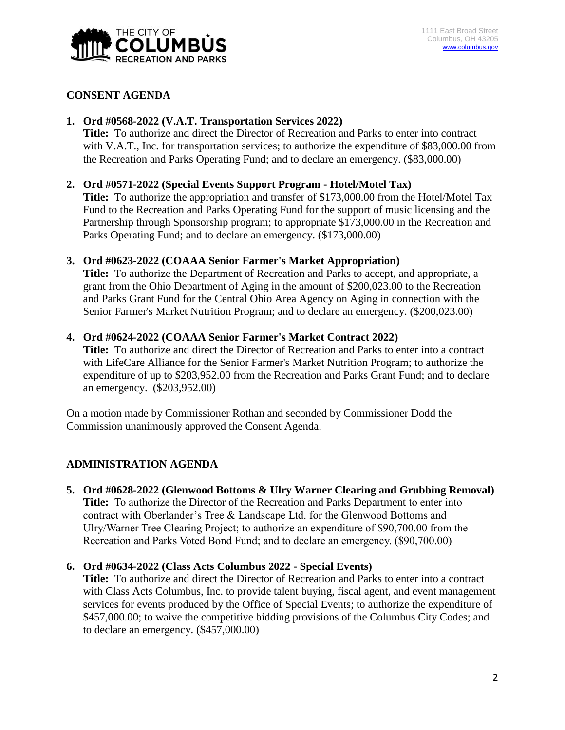## CONSENT AGENDA

1. **Ord #0568-2022 (V.A.T. Transportation Services 2022)**
   **Title:** To authorize and direct the Director of Recreation and Parks to enter into contract with V.A.T., Inc. for transportation services; to authorize the expenditure of $83,000.00 from the Recreation and Parks Operating Fund; and to declare an emergency. ($83,000.00)

2. **Ord #0571-2022 (Special Events Support Program - Hotel/Motel Tax)**
   **Title:** To authorize the appropriation and transfer of $173,000.00 from the Hotel/Motel Tax Fund to the Recreation and Parks Operating Fund for the support of music licensing and the Partnership through Sponsorship program; to appropriate $173,000.00 in the Recreation and Parks Operating Fund; and to declare an emergency. ($173,000.00)

3. **Ord #0623-2022 (COAAA Senior Farmer's Market Appropriation)**
   **Title:** To authorize the Department of Recreation and Parks to accept, and appropriate, a grant from the Ohio Department of Aging in the amount of $200,023.00 to the Recreation and Parks Grant Fund for the Central Ohio Area Agency on Aging in connection with the Senior Farmer's Market Nutrition Program; and to declare an emergency. ($200,023.00)

4. **Ord #0624-2022 (COAAA Senior Farmer's Market Contract 2022)**
   **Title:** To authorize and direct the Director of Recreation and Parks to enter into a contract with LifeCare Alliance for the Senior Farmer's Market Nutrition Program; to authorize the expenditure of up to $203,952.00 from the Recreation and Parks Grant Fund; and to declare an emergency. ($203,952.00)

On a motion made by Commissioner Rothan and seconded by Commissioner Dodd the Commission unanimously approved the Consent Agenda.

## ADMINISTRATION AGENDA

5. **Ord #0628-2022 (Glenwood Bottoms & Ulry Warner Clearing and Grubbing Removal)**
   **Title:** To authorize the Director of the Recreation and Parks Department to enter into contract with Oberlander's Tree & Landscape Ltd. for the Glenwood Bottoms and Ulry/Warner Tree Clearing Project; to authorize an expenditure of $90,700.00 from the Recreation and Parks Voted Bond Fund; and to declare an emergency. ($90,700.00)

6. **Ord #0634-2022 (Class Acts Columbus 2022 - Special Events)**
   **Title:** To authorize and direct the Director of Recreation and Parks to enter into a contract with Class Acts Columbus, Inc. to provide talent buying, fiscal agent, and event management services for events produced by the Office of Special Events; to authorize the expenditure of $457,000.00; to waive the competitive bidding provisions of the Columbus City Codes; and to declare an emergency. ($457,000.00)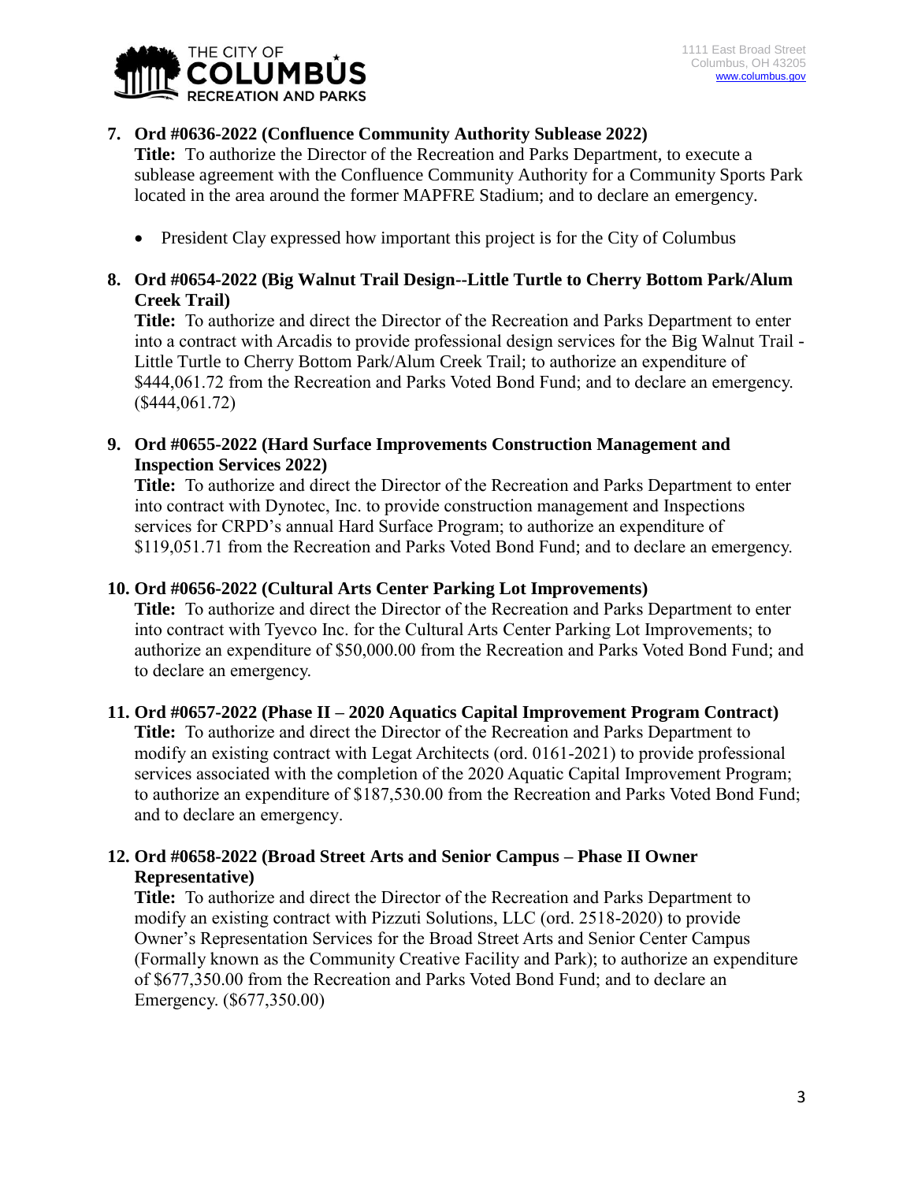7. **Ord #0636-2022 (Confluence Community Authority Sublease 2022)**
   **Title:** To authorize the Director of the Recreation and Parks Department, to execute a sublease agreement with the Confluence Community Authority for a Community Sports Park located in the area around the former MAPFRE Stadium; and to declare an emergency.

   - President Clay expressed how important this project is for the City of Columbus

8. **Ord #0654-2022 (Big Walnut Trail Design--Little Turtle to Cherry Bottom Park/Alum Creek Trail)**
   **Title:** To authorize and direct the Director of the Recreation and Parks Department to enter into a contract with Arcadis to provide professional design services for the Big Walnut Trail - Little Turtle to Cherry Bottom Park/Alum Creek Trail; to authorize an expenditure of $444,061.72 from the Recreation and Parks Voted Bond Fund; and to declare an emergency. ($444,061.72)

9. **Ord #0655-2022 (Hard Surface Improvements Construction Management and Inspection Services 2022)**
   **Title:** To authorize and direct the Director of the Recreation and Parks Department to enter into contract with Dynotec, Inc. to provide construction management and Inspections services for CRPD's annual Hard Surface Program; to authorize an expenditure of $119,051.71 from the Recreation and Parks Voted Bond Fund; and to declare an emergency.

10. **Ord #0656-2022 (Cultural Arts Center Parking Lot Improvements)**
    **Title:** To authorize and direct the Director of the Recreation and Parks Department to enter into contract with Tyevco Inc. for the Cultural Arts Center Parking Lot Improvements; to authorize an expenditure of $50,000.00 from the Recreation and Parks Voted Bond Fund; and to declare an emergency.

11. **Ord #0657-2022 (Phase II – 2020 Aquatics Capital Improvement Program Contract)**
    **Title:** To authorize and direct the Director of the Recreation and Parks Department to modify an existing contract with Legat Architects (ord. 0161-2021) to provide professional services associated with the completion of the 2020 Aquatic Capital Improvement Program; to authorize an expenditure of $187,530.00 from the Recreation and Parks Voted Bond Fund; and to declare an emergency.

12. **Ord #0658-2022 (Broad Street Arts and Senior Campus – Phase II Owner Representative)**
    **Title:** To authorize and direct the Director of the Recreation and Parks Department to modify an existing contract with Pizzuti Solutions, LLC (ord. 2518-2020) to provide Owner's Representation Services for the Broad Street Arts and Senior Center Campus (Formally known as the Community Creative Facility and Park); to authorize an expenditure of $677,350.00 from the Recreation and Parks Voted Bond Fund; and to declare an Emergency. ($677,350.00)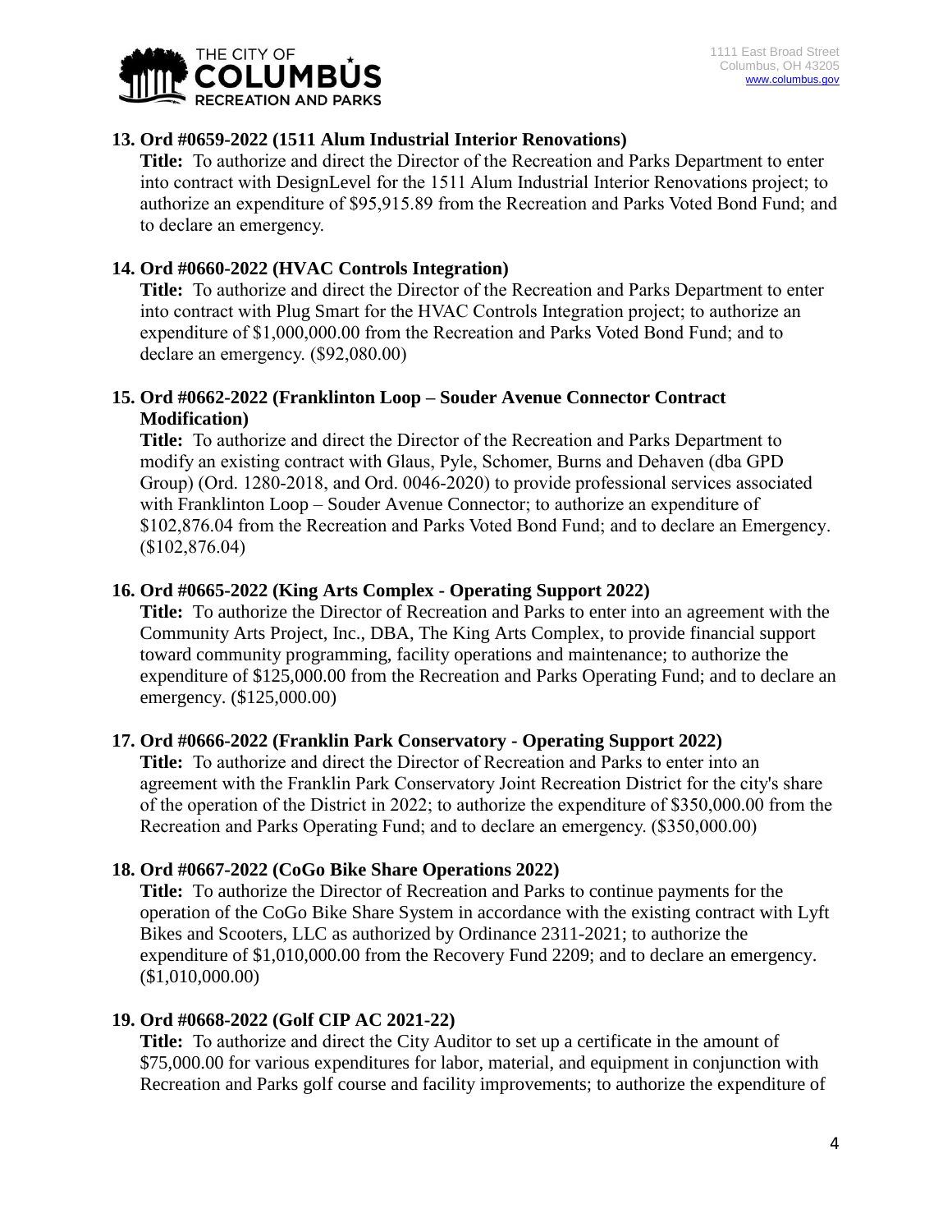**13. Ord #0659-2022 (1511 Alum Industrial Interior Renovations)**

**Title:** To authorize and direct the Director of the Recreation and Parks Department to enter into contract with DesignLevel for the 1511 Alum Industrial Interior Renovations project; to authorize an expenditure of $95,915.89 from the Recreation and Parks Voted Bond Fund; and to declare an emergency.

**14. Ord #0660-2022 (HVAC Controls Integration)**

**Title:** To authorize and direct the Director of the Recreation and Parks Department to enter into contract with Plug Smart for the HVAC Controls Integration project; to authorize an expenditure of $1,000,000.00 from the Recreation and Parks Voted Bond Fund; and to declare an emergency. ($92,080.00)

**15. Ord #0662-2022 (Franklinton Loop – Souder Avenue Connector Contract Modification)**

**Title:** To authorize and direct the Director of the Recreation and Parks Department to modify an existing contract with Glaus, Pyle, Schomer, Burns and Dehaven (dba GPD Group) (Ord. 1280-2018, and Ord. 0046-2020) to provide professional services associated with Franklinton Loop – Souder Avenue Connector; to authorize an expenditure of $102,876.04 from the Recreation and Parks Voted Bond Fund; and to declare an Emergency. ($102,876.04)

**16. Ord #0665-2022 (King Arts Complex - Operating Support 2022)**

**Title:** To authorize the Director of Recreation and Parks to enter into an agreement with the Community Arts Project, Inc., DBA, The King Arts Complex, to provide financial support toward community programming, facility operations and maintenance; to authorize the expenditure of $125,000.00 from the Recreation and Parks Operating Fund; and to declare an emergency. ($125,000.00)

**17. Ord #0666-2022 (Franklin Park Conservatory - Operating Support 2022)**

**Title:** To authorize and direct the Director of Recreation and Parks to enter into an agreement with the Franklin Park Conservatory Joint Recreation District for the city's share of the operation of the District in 2022; to authorize the expenditure of $350,000.00 from the Recreation and Parks Operating Fund; and to declare an emergency. ($350,000.00)

**18. Ord #0667-2022 (CoGo Bike Share Operations 2022)**

**Title:** To authorize the Director of Recreation and Parks to continue payments for the operation of the CoGo Bike Share System in accordance with the existing contract with Lyft Bikes and Scooters, LLC as authorized by Ordinance 2311-2021; to authorize the expenditure of $1,010,000.00 from the Recovery Fund 2209; and to declare an emergency. ($1,010,000.00)

**19. Ord #0668-2022 (Golf CIP AC 2021-22)**

**Title:** To authorize and direct the City Auditor to set up a certificate in the amount of $75,000.00 for various expenditures for labor, material, and equipment in conjunction with Recreation and Parks golf course and facility improvements; to authorize the expenditure of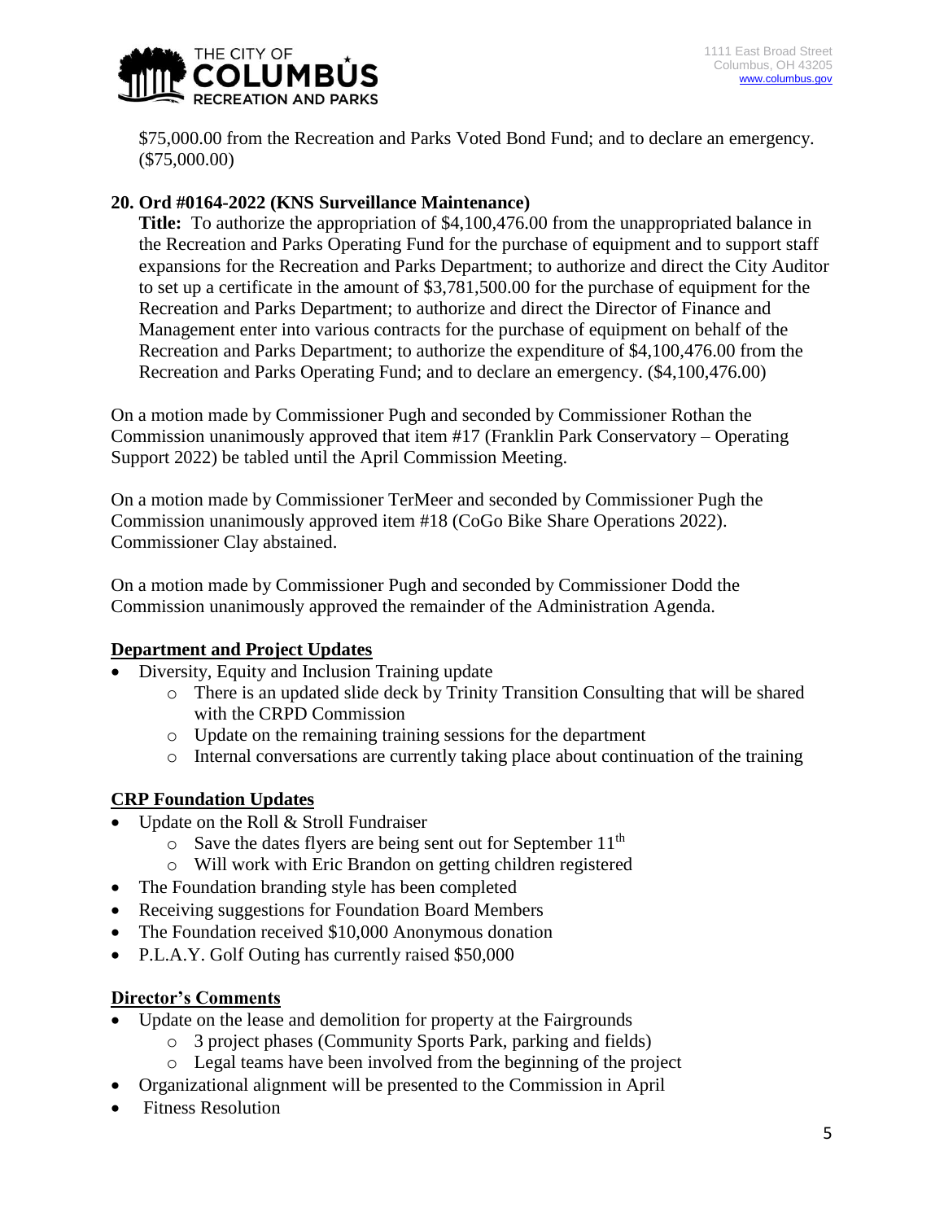$75,000.00 from the Recreation and Parks Voted Bond Fund; and to declare an emergency. ($75,000.00)

**20. Ord #0164-2022 (KNS Surveillance Maintenance)**

**Title:** To authorize the appropriation of $4,100,476.00 from the unappropriated balance in the Recreation and Parks Operating Fund for the purchase of equipment and to support staff expansions for the Recreation and Parks Department; to authorize and direct the City Auditor to set up a certificate in the amount of $3,781,500.00 for the purchase of equipment for the Recreation and Parks Department; to authorize and direct the Director of Finance and Management enter into various contracts for the purchase of equipment on behalf of the Recreation and Parks Department; to authorize the expenditure of $4,100,476.00 from the Recreation and Parks Operating Fund; and to declare an emergency. ($4,100,476.00)

On a motion made by Commissioner Pugh and seconded by Commissioner Rothan the Commission unanimously approved that item #17 (Franklin Park Conservatory – Operating Support 2022) be tabled until the April Commission Meeting.

On a motion made by Commissioner TerMeer and seconded by Commissioner Pugh the Commission unanimously approved item #18 (CoGo Bike Share Operations 2022). Commissioner Clay abstained.

On a motion made by Commissioner Pugh and seconded by Commissioner Dodd the Commission unanimously approved the remainder of the Administration Agenda.

## Department and Project Updates

- Diversity, Equity and Inclusion Training update
  - There is an updated slide deck by Trinity Transition Consulting that will be shared with the CRPD Commission
  - Update on the remaining training sessions for the department
  - Internal conversations are currently taking place about continuation of the training

## CRP Foundation Updates

- Update on the Roll & Stroll Fundraiser
  - Save the dates flyers are being sent out for September 11th
  - Will work with Eric Brandon on getting children registered
- The Foundation branding style has been completed
- Receiving suggestions for Foundation Board Members
- The Foundation received $10,000 Anonymous donation
- P.L.A.Y. Golf Outing has currently raised $50,000

## Director's Comments

- Update on the lease and demolition for property at the Fairgrounds
  - 3 project phases (Community Sports Park, parking and fields)
  - Legal teams have been involved from the beginning of the project
- Organizational alignment will be presented to the Commission in April
- Fitness Resolution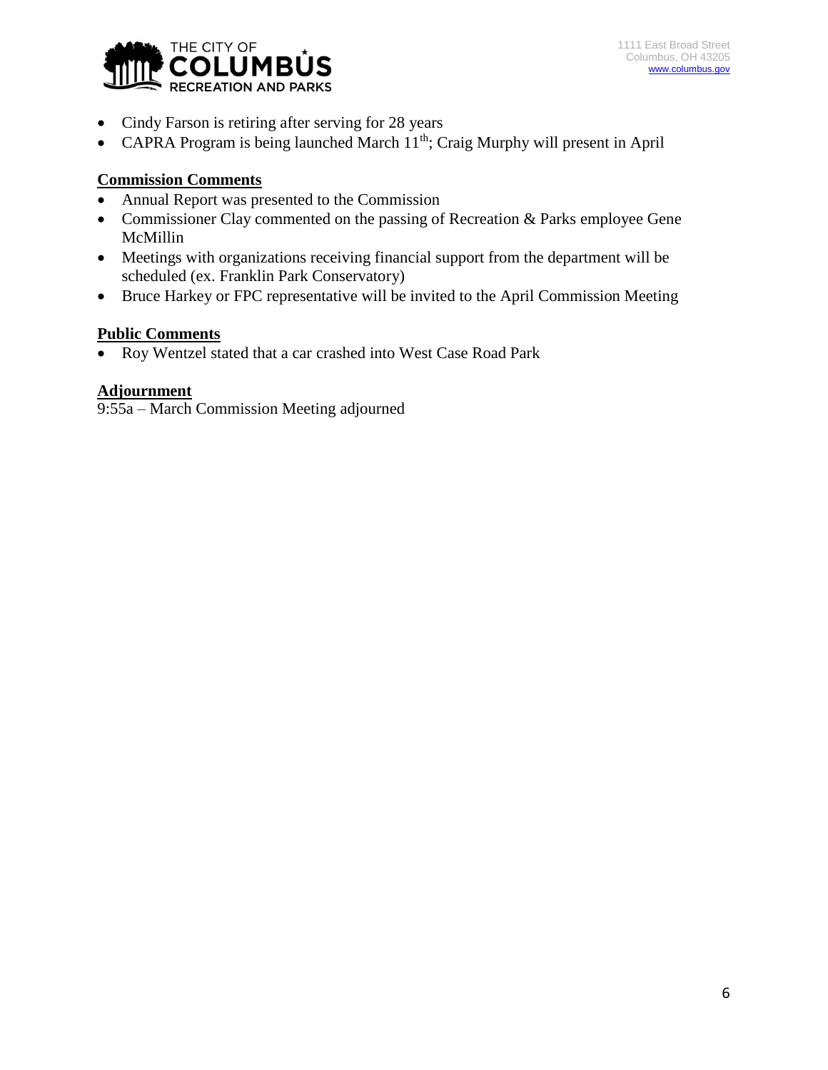- Cindy Farson is retiring after serving for 28 years
- CAPRA Program is being launched March 11th; Craig Murphy will present in April

## Commission Comments

- Annual Report was presented to the Commission
- Commissioner Clay commented on the passing of Recreation & Parks employee Gene McMillin
- Meetings with organizations receiving financial support from the department will be scheduled (ex. Franklin Park Conservatory)
- Bruce Harkey or FPC representative will be invited to the April Commission Meeting

## Public Comments

- Roy Wentzel stated that a car crashed into West Case Road Park

## Adjournment

9:55a – March Commission Meeting adjourned